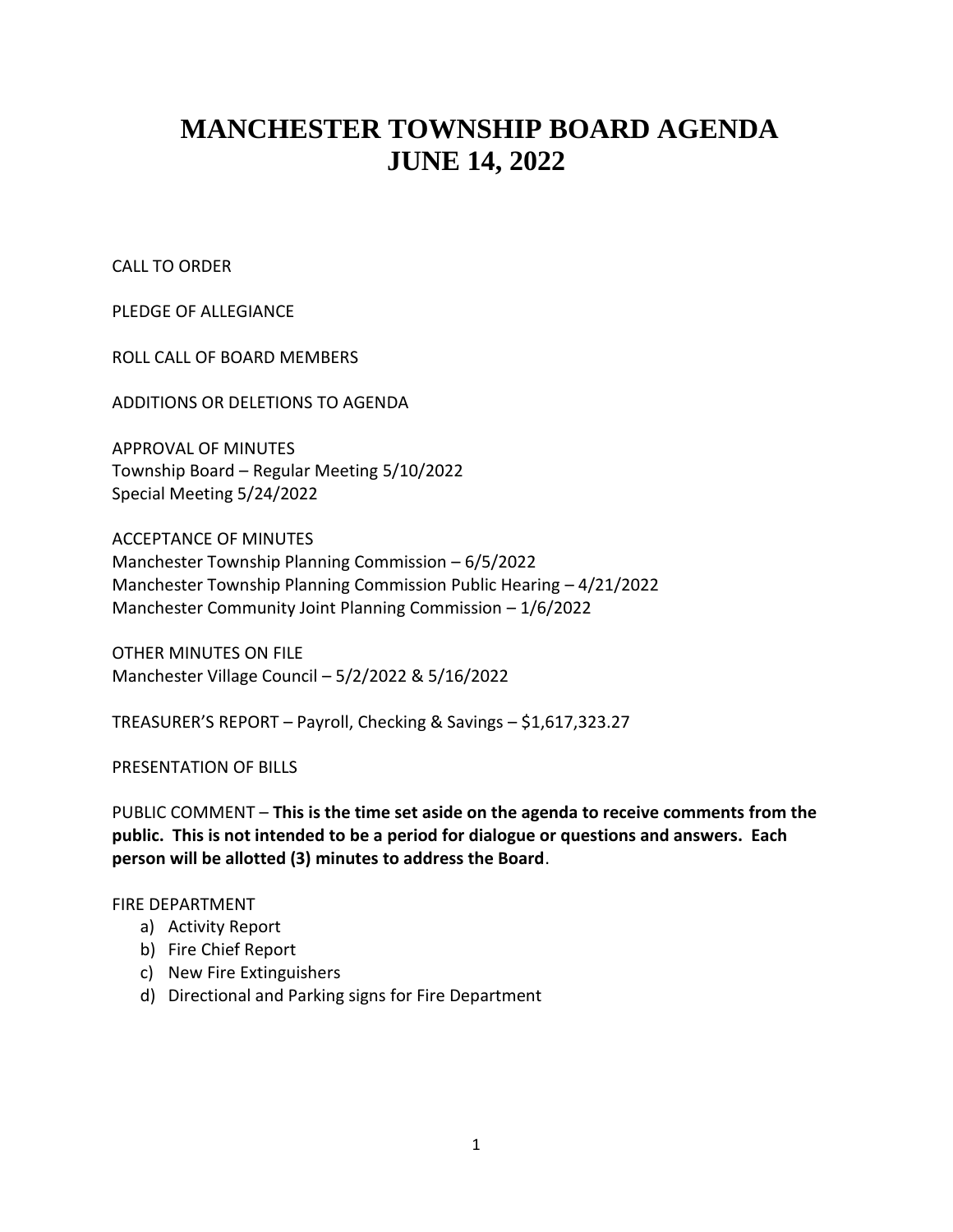# MANCHESTER TOWNSHIP BOARD AGENDA
# JUNE 14, 2022

CALL TO ORDER

PLEDGE OF ALLEGIANCE

ROLL CALL OF BOARD MEMBERS

ADDITIONS OR DELETIONS TO AGENDA

APPROVAL OF MINUTES
Township Board – Regular Meeting 5/10/2022
Special Meeting 5/24/2022

ACCEPTANCE OF MINUTES
Manchester Township Planning Commission – 6/5/2022
Manchester Township Planning Commission Public Hearing – 4/21/2022
Manchester Community Joint Planning Commission – 1/6/2022

OTHER MINUTES ON FILE
Manchester Village Council – 5/2/2022 & 5/16/2022

TREASURER'S REPORT – Payroll, Checking & Savings – $1,617,323.27

PRESENTATION OF BILLS

PUBLIC COMMENT – **This is the time set aside on the agenda to receive comments from the public. This is not intended to be a period for dialogue or questions and answers. Each person will be allotted (3) minutes to address the Board**.

FIRE DEPARTMENT

a) Activity Report
b) Fire Chief Report
c) New Fire Extinguishers
d) Directional and Parking signs for Fire Department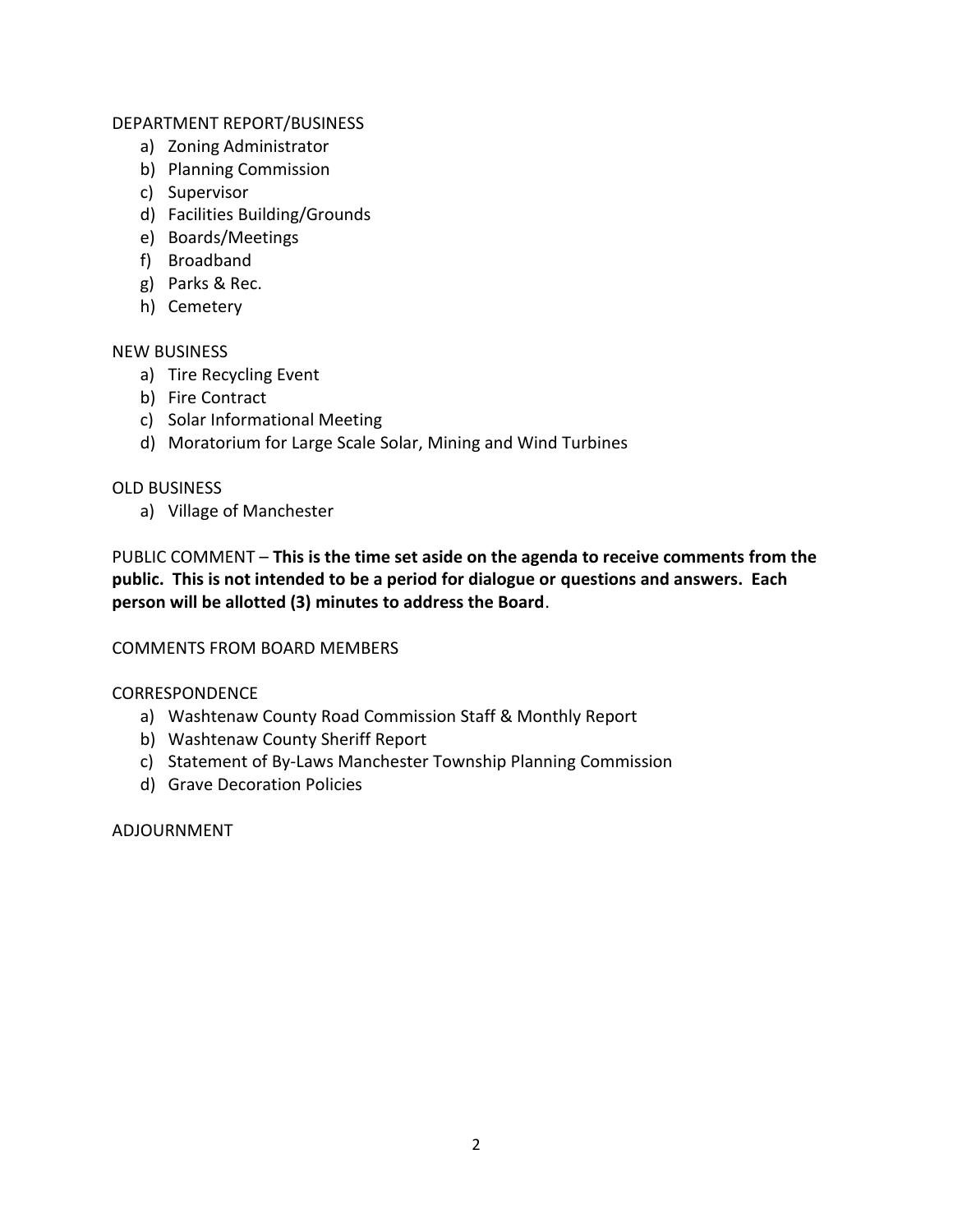DEPARTMENT REPORT/BUSINESS

a) Zoning Administrator
b) Planning Commission
c) Supervisor
d) Facilities Building/Grounds
e) Boards/Meetings
f) Broadband
g) Parks & Rec.
h) Cemetery

NEW BUSINESS

a) Tire Recycling Event
b) Fire Contract
c) Solar Informational Meeting
d) Moratorium for Large Scale Solar, Mining and Wind Turbines

OLD BUSINESS

a) Village of Manchester

PUBLIC COMMENT – **This is the time set aside on the agenda to receive comments from the public. This is not intended to be a period for dialogue or questions and answers. Each person will be allotted (3) minutes to address the Board**.

COMMENTS FROM BOARD MEMBERS

CORRESPONDENCE

a) Washtenaw County Road Commission Staff & Monthly Report
b) Washtenaw County Sheriff Report
c) Statement of By-Laws Manchester Township Planning Commission
d) Grave Decoration Policies

ADJOURNMENT